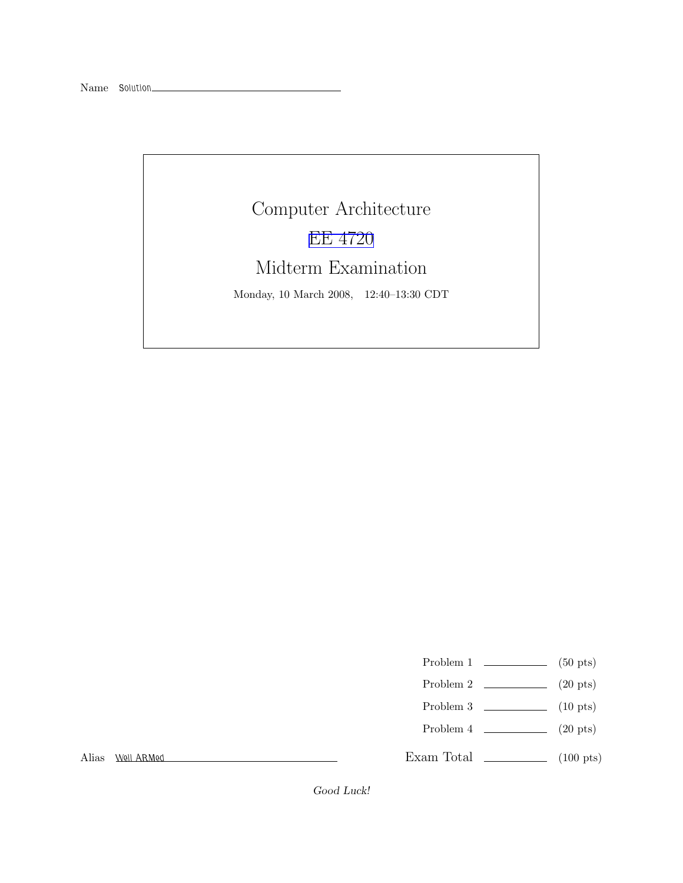Name Solution

# Computer Architecture

## EE 4720

## Midterm Examination

Monday, 10 March 2008, 12:40–13:30 CDT

| | | |
|---|---|---|
| Problem 1 | | (50 pts) |
| Problem 2 | | (20 pts) |
| Problem 3 | | (10 pts) |
| Problem 4 | | (20 pts) |
| Exam Total | | (100 pts) |

Alias Well ARMed

*Good Luck!*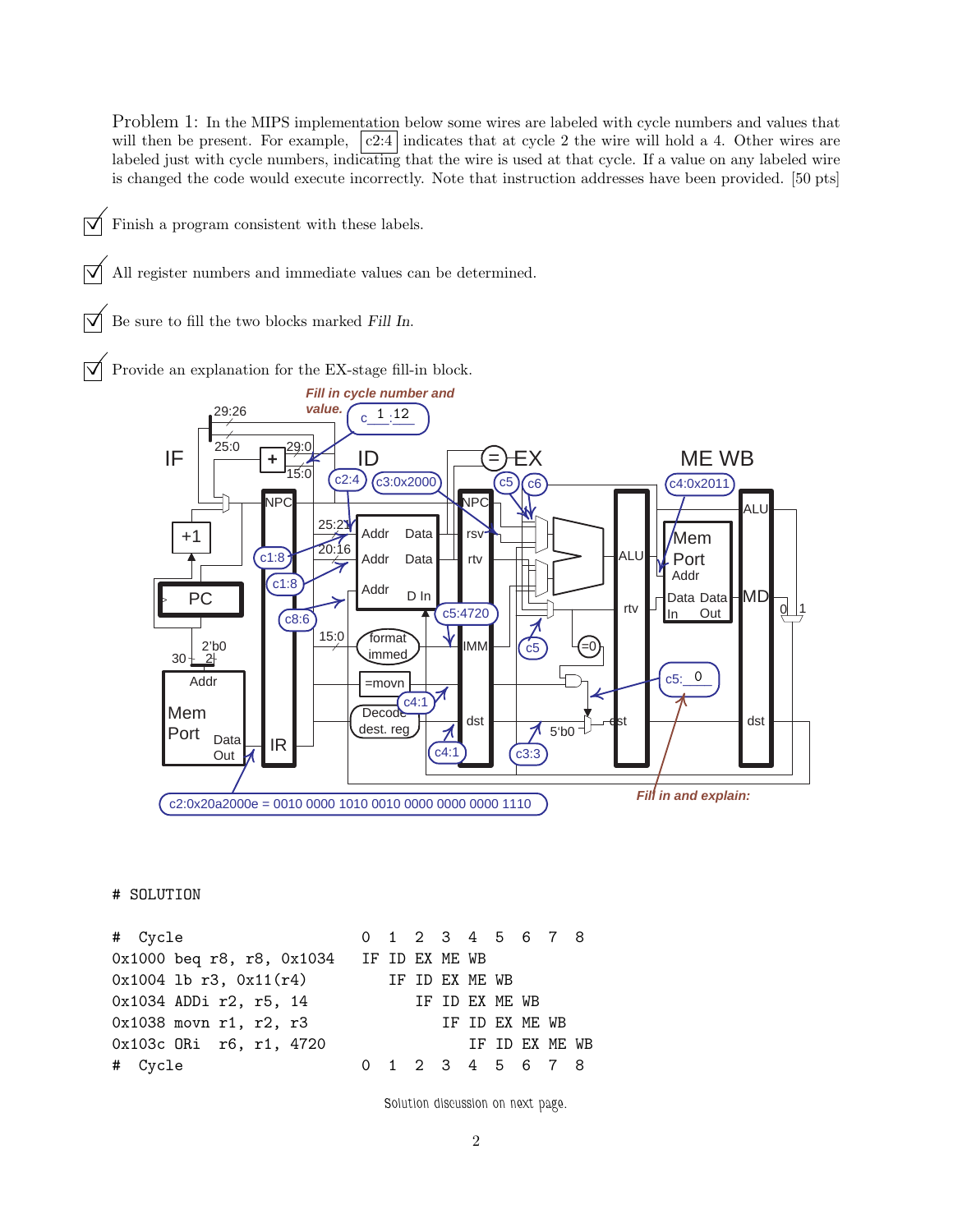Problem 1: In the MIPS implementation below some wires are labeled with cycle numbers and values that will then be present. For example, c2:4 indicates that at cycle 2 the wire will hold a 4. Other wires are labeled just with cycle numbers, indicating that the wire is used at that cycle. If a value on any labeled wire is changed the code would execute incorrectly. Note that instruction addresses have been provided. [50 pts]

☑ Finish a program consistent with these labels.

☑ All register numbers and immediate values can be determined.

☑ Be sure to fill the two blocks marked *Fill In*.

☑ Provide an explanation for the EX-stage fill-in block.

*Fill in cycle number and value.* c 1 :12

*Fill in and explain:* c5: 0

c2:0x20a2000e = 0010 0000 1010 0010 0000 0000 0000 1110

```
# SOLUTION

#  Cycle                    0  1  2  3  4  5  6  7  8
0x1000 beq r8, r8, 0x1034  IF ID EX ME WB
0x1004 lb r3, 0x11(r4)        IF ID EX ME WB
0x1034 ADDi r2, r5, 14           IF ID EX ME WB
0x1038 movn r1, r2, r3              IF ID EX ME WB
0x103c ORi  r6, r1, 4720               IF ID EX ME WB
#  Cycle                    0  1  2  3  4  5  6  7  8
```

Solution discussion on next page.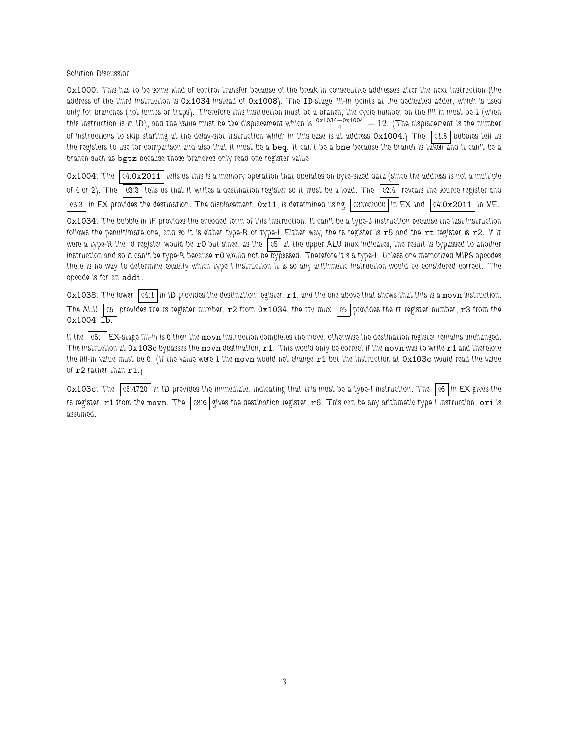Solution Discussion

`0x1000`: This has to be some kind of control transfer because of the break in consecutive addresses after the next instruction (the address of the third instruction is `0x1034` instead of `0x1008`). The ID-stage fill-in points at the dedicated adder, which is used only for branches (not jumps or traps). Therefore this instruction must be a branch, the cycle number on the fill in must be 1 (when this instruction is in ID), and the value must be the displacement which is $\frac{\texttt{0x1034}-\texttt{0x1004}}{4} = 12$. (The displacement is the number of instructions to skip starting at the delay-slot instruction which in this case is at address `0x1004`.) The [c1:8] bubbles tell us the registers to use for comparison and also that it must be a `beq`. It can't be a `bne` because the branch is taken and it can't be a branch such as `bgtz` because those branches only read one register value.

`0x1004`: The [c4:0x2011] tells us this is a memory operation that operates on byte-sized data (since the address is not a multiple of 4 or 2). The [c3:3] tells us that it writes a destination register so it must be a load. The [c2:4] reveals the source register and [c3:3] in EX provides the destination. The displacement, `0x11`, is determined using [c3:0x2000] in EX and [c4:0x2011] in ME.

`0x1034`: The bubble in IF provides the encoded form of this instruction. It can't be a type-J instruction because the last instruction follows the penultimate one, and so it is either type-R or type-I. Either way, the rs register is `r5` and the `rt` register is `r2`. If it were a type-R the rd register would be `r0` but since, as the [c5] at the upper ALU mux indicates, the result is bypassed to another instruction and so it can't be type-R because `r0` would not be bypassed. Therefore it's a type-I. Unless one memorized MIPS opcodes there is no way to determine exactly which type I instruction it is so any arithmetic instruction would be considered correct. The opcode is for an `addi`.

`0x1038`: The lower [c4:1] in ID provides the destination register, `r1`, and the one above that shows that this is a `movn` instruction. The ALU [c5] provides the rs register number, `r2` from `0x1034`, the rtv mux [c5] provides the rt register number, `r3` from the `0x1004 lb`.

If the [c5: ] EX-stage fill-in is 0 then the `movn` instruction completes the move, otherwise the destination register remains unchanged. The instruction at `0x103c` bypasses the `movn` destination, `r1`. This would only be correct if the `movn` was to write `r1` and therefore the fill-in value must be 0. (If the value were 1 the `movn` would not change `r1` but the instruction at `0x103c` would read the value of `r2` rather than `r1`.)

`0x103c`: The [c5:4720] in ID provides the immediate, indicating that this must be a type-I instruction. The [c6] in EX gives the rs register, `r1` from the `movn`. The [c8:6] gives the destination register, `r6`. This can be any arithmetic type I instruction, `ori` is assumed.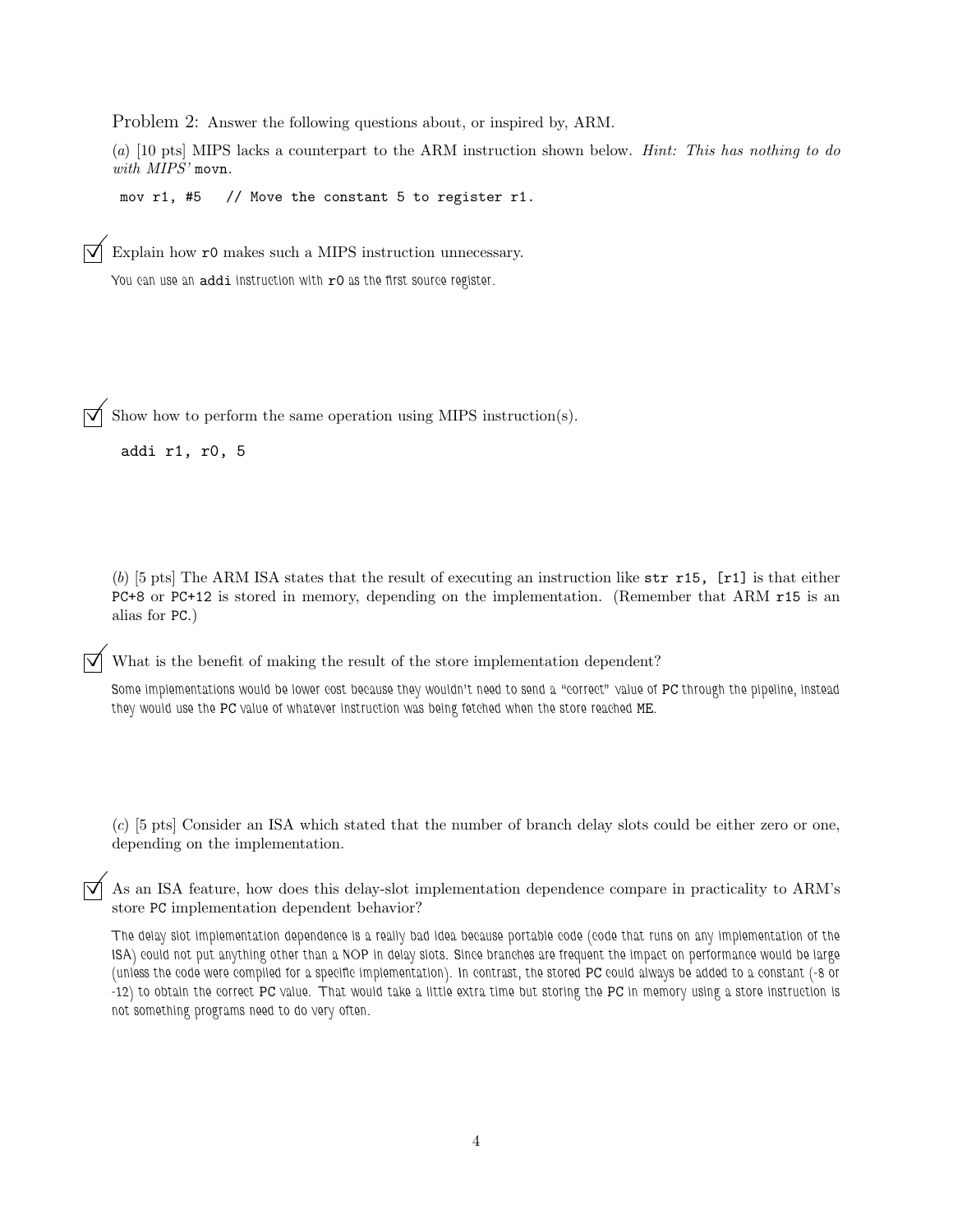Problem 2: Answer the following questions about, or inspired by, ARM.

(*a*) [10 pts] MIPS lacks a counterpart to the ARM instruction shown below. *Hint: This has nothing to do with MIPS' movn.*

```
mov r1, #5   // Move the constant 5 to register r1.
```

☑ Explain how r0 makes such a MIPS instruction unnecessary.

You can use an addi instruction with r0 as the first source register.

☑ Show how to perform the same operation using MIPS instruction(s).

```
addi r1, r0, 5
```

(*b*) [5 pts] The ARM ISA states that the result of executing an instruction like str r15, [r1] is that either PC+8 or PC+12 is stored in memory, depending on the implementation. (Remember that ARM r15 is an alias for PC.)

☑ What is the benefit of making the result of the store implementation dependent?

Some implementations would be lower cost because they wouldn't need to send a "correct" value of PC through the pipeline, instead they would use the PC value of whatever instruction was being fetched when the store reached ME.

(*c*) [5 pts] Consider an ISA which stated that the number of branch delay slots could be either zero or one, depending on the implementation.

☑ As an ISA feature, how does this delay-slot implementation dependence compare in practicality to ARM's store PC implementation dependent behavior?

The delay slot implementation dependence is a really bad idea because portable code (code that runs on any implementation of the ISA) could not put anything other than a NOP in delay slots. Since branches are frequent the impact on performance would be large (unless the code were compiled for a specific implementation). In contrast, the stored PC could always be added to a constant (-8 or -12) to obtain the correct PC value. That would take a little extra time but storing the PC in memory using a store instruction is not something programs need to do very often.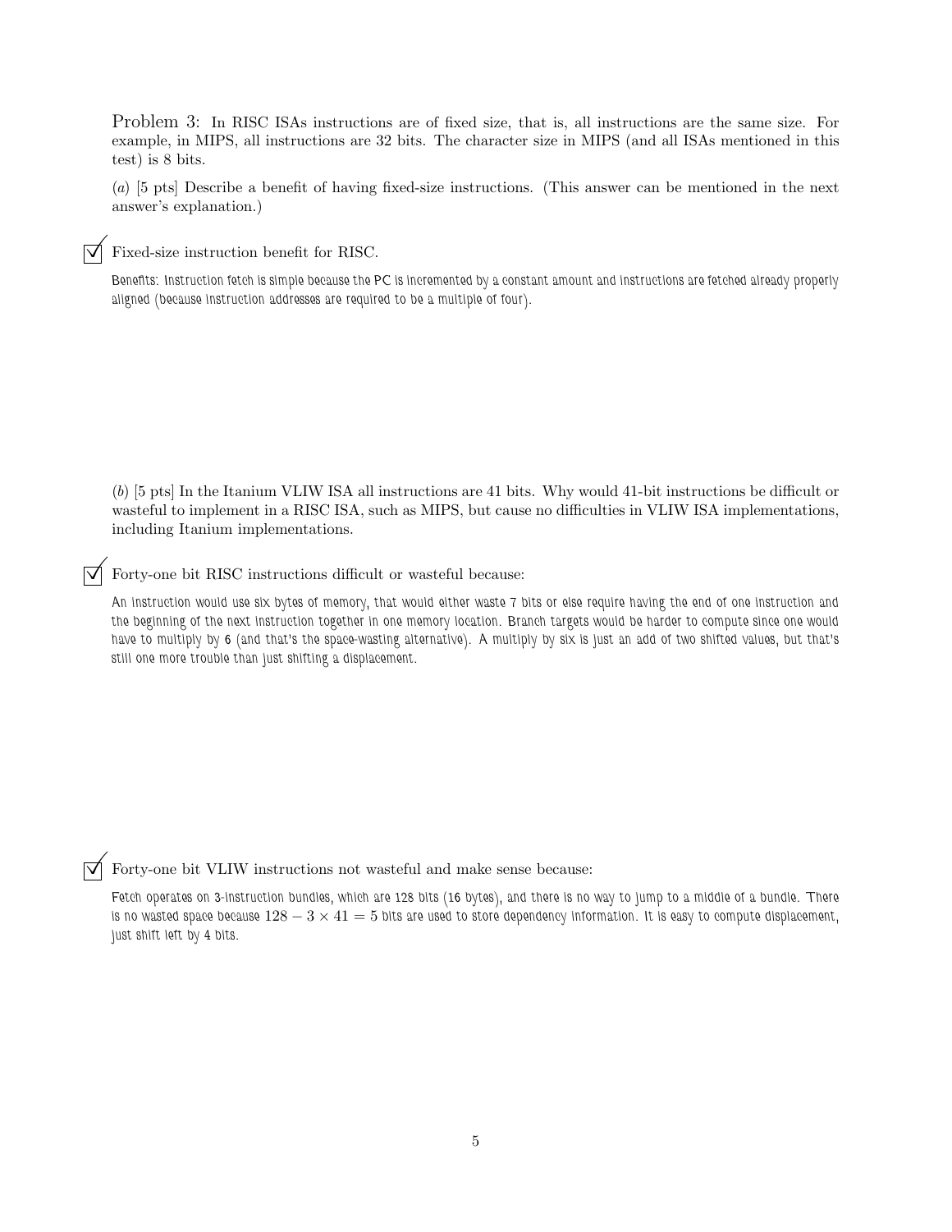Problem 3: In RISC ISAs instructions are of fixed size, that is, all instructions are the same size. For example, in MIPS, all instructions are 32 bits. The character size in MIPS (and all ISAs mentioned in this test) is 8 bits.

(*a*) [5 pts] Describe a benefit of having fixed-size instructions. (This answer can be mentioned in the next answer's explanation.)

☑ Fixed-size instruction benefit for RISC.

Benefits: Instruction fetch is simple because the PC is incremented by a constant amount and instructions are fetched already properly aligned (because instruction addresses are required to be a multiple of four).

(*b*) [5 pts] In the Itanium VLIW ISA all instructions are 41 bits. Why would 41-bit instructions be difficult or wasteful to implement in a RISC ISA, such as MIPS, but cause no difficulties in VLIW ISA implementations, including Itanium implementations.

☑ Forty-one bit RISC instructions difficult or wasteful because:

An instruction would use six bytes of memory, that would either waste 7 bits or else require having the end of one instruction and the beginning of the next instruction together in one memory location. Branch targets would be harder to compute since one would have to multiply by 6 (and that's the space-wasting alternative). A multiply by six is just an add of two shifted values, but that's still one more trouble than just shifting a displacement.

☑ Forty-one bit VLIW instructions not wasteful and make sense because:

Fetch operates on 3-instruction bundles, which are 128 bits (16 bytes), and there is no way to jump to a middle of a bundle. There is no wasted space because $128 - 3 \times 41 = 5$ bits are used to store dependency information. It is easy to compute displacement, just shift left by 4 bits.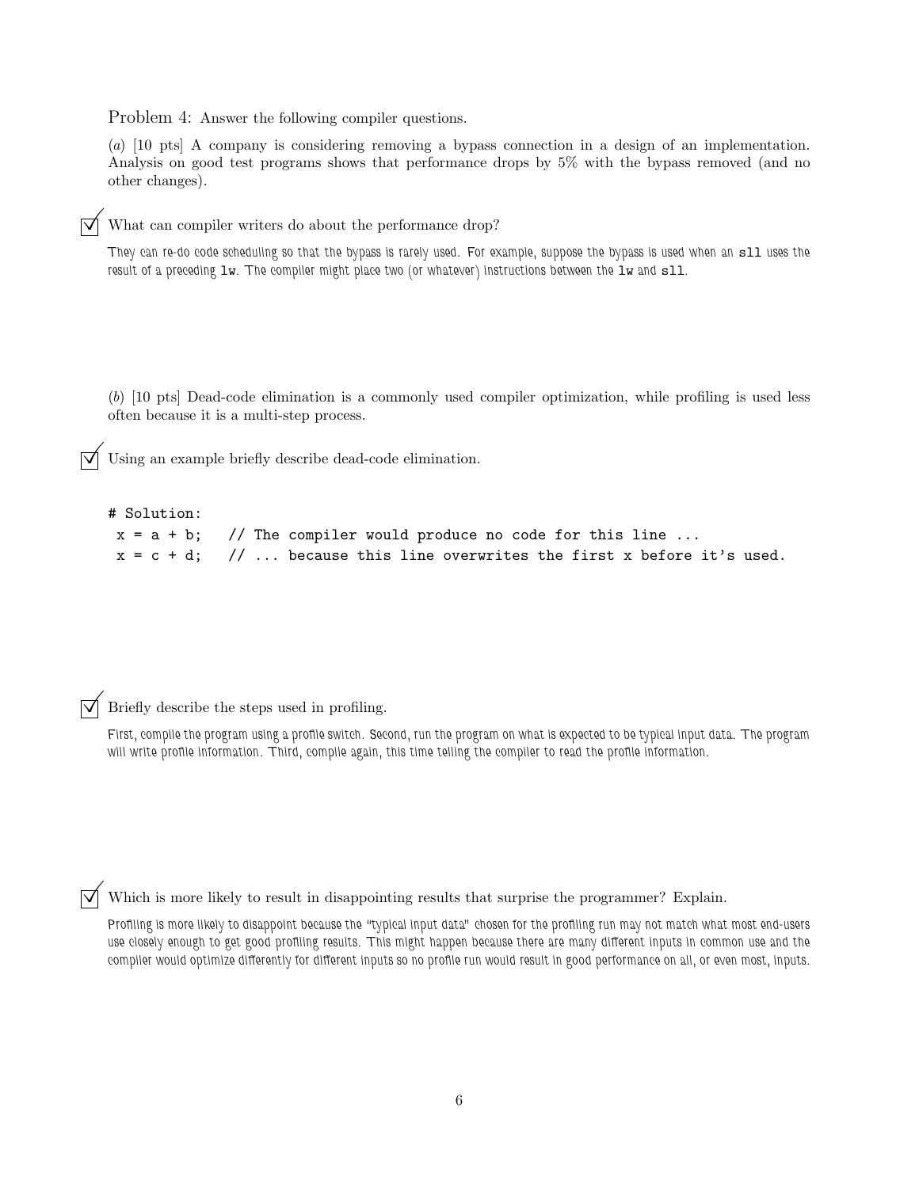Problem 4: Answer the following compiler questions.

(*a*) [10 pts] A company is considering removing a bypass connection in a design of an implementation. Analysis on good test programs shows that performance drops by 5% with the bypass removed (and no other changes).

☑ What can compiler writers do about the performance drop?

*They can re-do code scheduling so that the bypass is rarely used. For example, suppose the bypass is used when an* `sll` *uses the result of a preceding* `lw`*. The compiler might place two (or whatever) instructions between the* `lw` *and* `sll`*.*

(*b*) [10 pts] Dead-code elimination is a commonly used compiler optimization, while profiling is used less often because it is a multi-step process.

☑ Using an example briefly describe dead-code elimination.

```
# Solution:
 x = a + b;   // The compiler would produce no code for this line ...
 x = c + d;   // ... because this line overwrites the first x before it's used.
```

☑ Briefly describe the steps used in profiling.

*First, compile the program using a profile switch. Second, run the program on what is expected to be typical input data. The program will write profile information. Third, compile again, this time telling the compiler to read the profile information.*

☑ Which is more likely to result in disappointing results that surprise the programmer? Explain.

*Profiling is more likely to disappoint because the "typical input data" chosen for the profiling run may not match what most end-users use closely enough to get good profiling results. This might happen because there are many different inputs in common use and the compiler would optimize differently for different inputs so no profile run would result in good performance on all, or even most, inputs.*